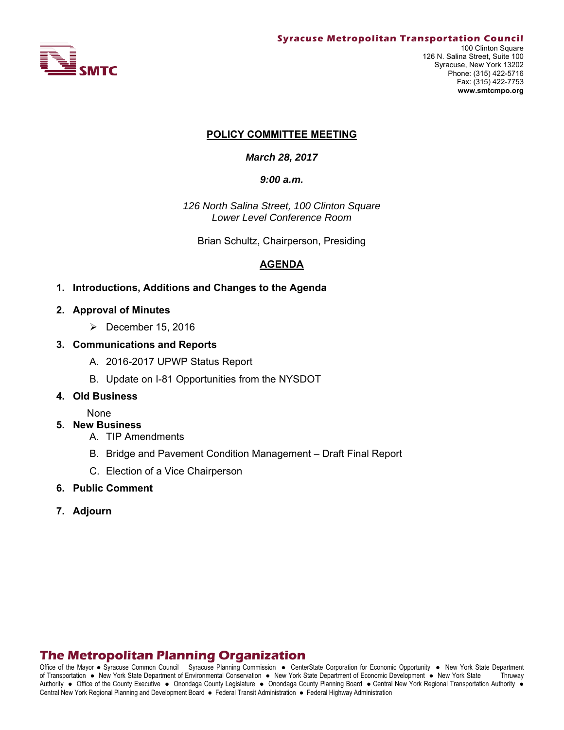**Syracuse Metropolitan Transportation Council**

SMTC

100 Clinton Square
126 N. Salina Street, Suite 100
Syracuse, New York 13202
Phone: (315) 422-5716
Fax: (315) 422-7753
**www.smtcmpo.org**

# POLICY COMMITTEE MEETING

***March 28, 2017***

***9:00 a.m.***

*126 North Salina Street, 100 Clinton Square*
*Lower Level Conference Room*

Brian Schultz, Chairperson, Presiding

## AGENDA

1. **Introductions, Additions and Changes to the Agenda**

2. **Approval of Minutes**
   - December 15, 2016

3. **Communications and Reports**
   - A. 2016-2017 UPWP Status Report
   - B. Update on I-81 Opportunities from the NYSDOT

4. **Old Business**

   None

5. **New Business**
   - A. TIP Amendments
   - B. Bridge and Pavement Condition Management – Draft Final Report
   - C. Election of a Vice Chairperson

6. **Public Comment**

7. **Adjourn**

**The Metropolitan Planning Organization**

Office of the Mayor ● Syracuse Common Council Syracuse Planning Commission ● CenterState Corporation for Economic Opportunity ● New York State Department of Transportation ● New York State Department of Environmental Conservation ● New York State Department of Economic Development ● New York State Thruway Authority ● Office of the County Executive ● Onondaga County Legislature ● Onondaga County Planning Board ● Central New York Regional Transportation Authority ● Central New York Regional Planning and Development Board ● Federal Transit Administration ● Federal Highway Administration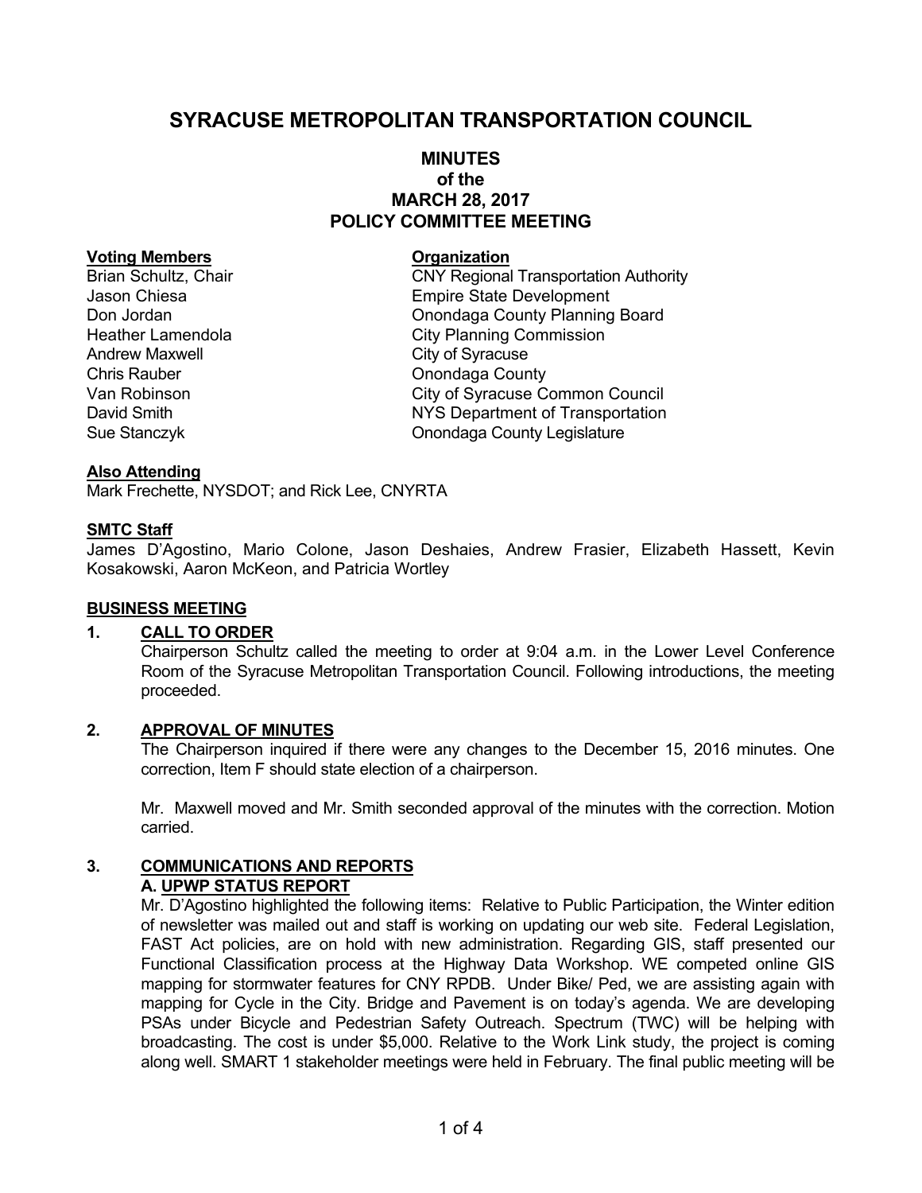# SYRACUSE METROPOLITAN TRANSPORTATION COUNCIL

## MINUTES
## of the
## MARCH 28, 2017
## POLICY COMMITTEE MEETING

| **Voting Members** | **Organization** |
|---|---|
| Brian Schultz, Chair | CNY Regional Transportation Authority |
| Jason Chiesa | Empire State Development |
| Don Jordan | Onondaga County Planning Board |
| Heather Lamendola | City Planning Commission |
| Andrew Maxwell | City of Syracuse |
| Chris Rauber | Onondaga County |
| Van Robinson | City of Syracuse Common Council |
| David Smith | NYS Department of Transportation |
| Sue Stanczyk | Onondaga County Legislature |

**Also Attending**

Mark Frechette, NYSDOT; and Rick Lee, CNYRTA

**SMTC Staff**

James D'Agostino, Mario Colone, Jason Deshaies, Andrew Frasier, Elizabeth Hassett, Kevin Kosakowski, Aaron McKeon, and Patricia Wortley

**BUSINESS MEETING**

**1. CALL TO ORDER**

Chairperson Schultz called the meeting to order at 9:04 a.m. in the Lower Level Conference Room of the Syracuse Metropolitan Transportation Council. Following introductions, the meeting proceeded.

**2. APPROVAL OF MINUTES**

The Chairperson inquired if there were any changes to the December 15, 2016 minutes. One correction, Item F should state election of a chairperson.

Mr. Maxwell moved and Mr. Smith seconded approval of the minutes with the correction. Motion carried.

**3. COMMUNICATIONS AND REPORTS**

**A. UPWP STATUS REPORT**

Mr. D'Agostino highlighted the following items: Relative to Public Participation, the Winter edition of newsletter was mailed out and staff is working on updating our web site. Federal Legislation, FAST Act policies, are on hold with new administration. Regarding GIS, staff presented our Functional Classification process at the Highway Data Workshop. WE competed online GIS mapping for stormwater features for CNY RPDB. Under Bike/ Ped, we are assisting again with mapping for Cycle in the City. Bridge and Pavement is on today's agenda. We are developing PSAs under Bicycle and Pedestrian Safety Outreach. Spectrum (TWC) will be helping with broadcasting. The cost is under $5,000. Relative to the Work Link study, the project is coming along well. SMART 1 stakeholder meetings were held in February. The final public meeting will be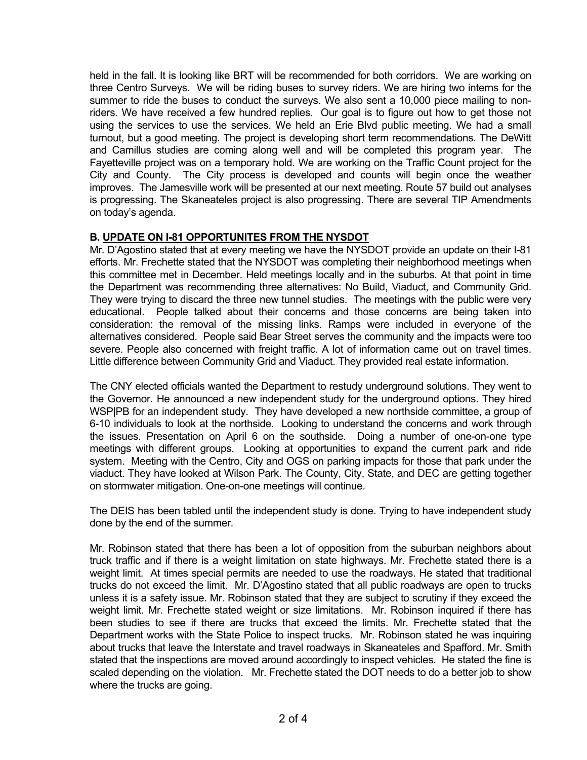held in the fall. It is looking like BRT will be recommended for both corridors. We are working on three Centro Surveys. We will be riding buses to survey riders. We are hiring two interns for the summer to ride the buses to conduct the surveys. We also sent a 10,000 piece mailing to non-riders. We have received a few hundred replies. Our goal is to figure out how to get those not using the services to use the services. We held an Erie Blvd public meeting. We had a small turnout, but a good meeting. The project is developing short term recommendations. The DeWitt and Camillus studies are coming along well and will be completed this program year. The Fayetteville project was on a temporary hold. We are working on the Traffic Count project for the City and County. The City process is developed and counts will begin once the weather improves. The Jamesville work will be presented at our next meeting. Route 57 build out analyses is progressing. The Skaneateles project is also progressing. There are several TIP Amendments on today's agenda.

**B. UPDATE ON I-81 OPPORTUNITES FROM THE NYSDOT**

Mr. D'Agostino stated that at every meeting we have the NYSDOT provide an update on their I-81 efforts. Mr. Frechette stated that the NYSDOT was completing their neighborhood meetings when this committee met in December. Held meetings locally and in the suburbs. At that point in time the Department was recommending three alternatives: No Build, Viaduct, and Community Grid. They were trying to discard the three new tunnel studies. The meetings with the public were very educational. People talked about their concerns and those concerns are being taken into consideration: the removal of the missing links. Ramps were included in everyone of the alternatives considered. People said Bear Street serves the community and the impacts were too severe. People also concerned with freight traffic. A lot of information came out on travel times. Little difference between Community Grid and Viaduct. They provided real estate information.

The CNY elected officials wanted the Department to restudy underground solutions. They went to the Governor. He announced a new independent study for the underground options. They hired WSP|PB for an independent study. They have developed a new northside committee, a group of 6-10 individuals to look at the northside. Looking to understand the concerns and work through the issues. Presentation on April 6 on the southside. Doing a number of one-on-one type meetings with different groups. Looking at opportunities to expand the current park and ride system. Meeting with the Centro, City and OGS on parking impacts for those that park under the viaduct. They have looked at Wilson Park. The County, City, State, and DEC are getting together on stormwater mitigation. One-on-one meetings will continue.

The DEIS has been tabled until the independent study is done. Trying to have independent study done by the end of the summer.

Mr. Robinson stated that there has been a lot of opposition from the suburban neighbors about truck traffic and if there is a weight limitation on state highways. Mr. Frechette stated there is a weight limit. At times special permits are needed to use the roadways. He stated that traditional trucks do not exceed the limit. Mr. D'Agostino stated that all public roadways are open to trucks unless it is a safety issue. Mr. Robinson stated that they are subject to scrutiny if they exceed the weight limit. Mr. Frechette stated weight or size limitations. Mr. Robinson inquired if there has been studies to see if there are trucks that exceed the limits. Mr. Frechette stated that the Department works with the State Police to inspect trucks. Mr. Robinson stated he was inquiring about trucks that leave the Interstate and travel roadways in Skaneateles and Spafford. Mr. Smith stated that the inspections are moved around accordingly to inspect vehicles. He stated the fine is scaled depending on the violation. Mr. Frechette stated the DOT needs to do a better job to show where the trucks are going.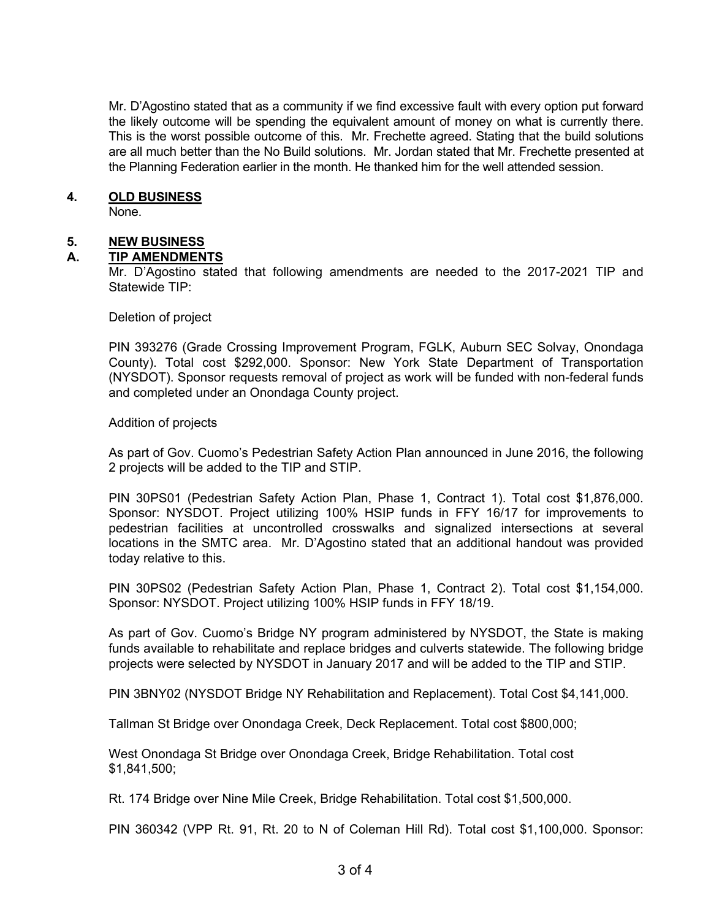Mr. D'Agostino stated that as a community if we find excessive fault with every option put forward the likely outcome will be spending the equivalent amount of money on what is currently there. This is the worst possible outcome of this. Mr. Frechette agreed. Stating that the build solutions are all much better than the No Build solutions. Mr. Jordan stated that Mr. Frechette presented at the Planning Federation earlier in the month. He thanked him for the well attended session.

## 4. OLD BUSINESS

None.

## 5. NEW BUSINESS

### A. TIP AMENDMENTS

Mr. D'Agostino stated that following amendments are needed to the 2017-2021 TIP and Statewide TIP:

Deletion of project

PIN 393276 (Grade Crossing Improvement Program, FGLK, Auburn SEC Solvay, Onondaga County). Total cost $292,000. Sponsor: New York State Department of Transportation (NYSDOT). Sponsor requests removal of project as work will be funded with non-federal funds and completed under an Onondaga County project.

Addition of projects

As part of Gov. Cuomo's Pedestrian Safety Action Plan announced in June 2016, the following 2 projects will be added to the TIP and STIP.

PIN 30PS01 (Pedestrian Safety Action Plan, Phase 1, Contract 1). Total cost $1,876,000. Sponsor: NYSDOT. Project utilizing 100% HSIP funds in FFY 16/17 for improvements to pedestrian facilities at uncontrolled crosswalks and signalized intersections at several locations in the SMTC area. Mr. D'Agostino stated that an additional handout was provided today relative to this.

PIN 30PS02 (Pedestrian Safety Action Plan, Phase 1, Contract 2). Total cost $1,154,000. Sponsor: NYSDOT. Project utilizing 100% HSIP funds in FFY 18/19.

As part of Gov. Cuomo's Bridge NY program administered by NYSDOT, the State is making funds available to rehabilitate and replace bridges and culverts statewide. The following bridge projects were selected by NYSDOT in January 2017 and will be added to the TIP and STIP.

PIN 3BNY02 (NYSDOT Bridge NY Rehabilitation and Replacement). Total Cost $4,141,000.

Tallman St Bridge over Onondaga Creek, Deck Replacement. Total cost $800,000;

West Onondaga St Bridge over Onondaga Creek, Bridge Rehabilitation. Total cost $1,841,500;

Rt. 174 Bridge over Nine Mile Creek, Bridge Rehabilitation. Total cost $1,500,000.

PIN 360342 (VPP Rt. 91, Rt. 20 to N of Coleman Hill Rd). Total cost $1,100,000. Sponsor: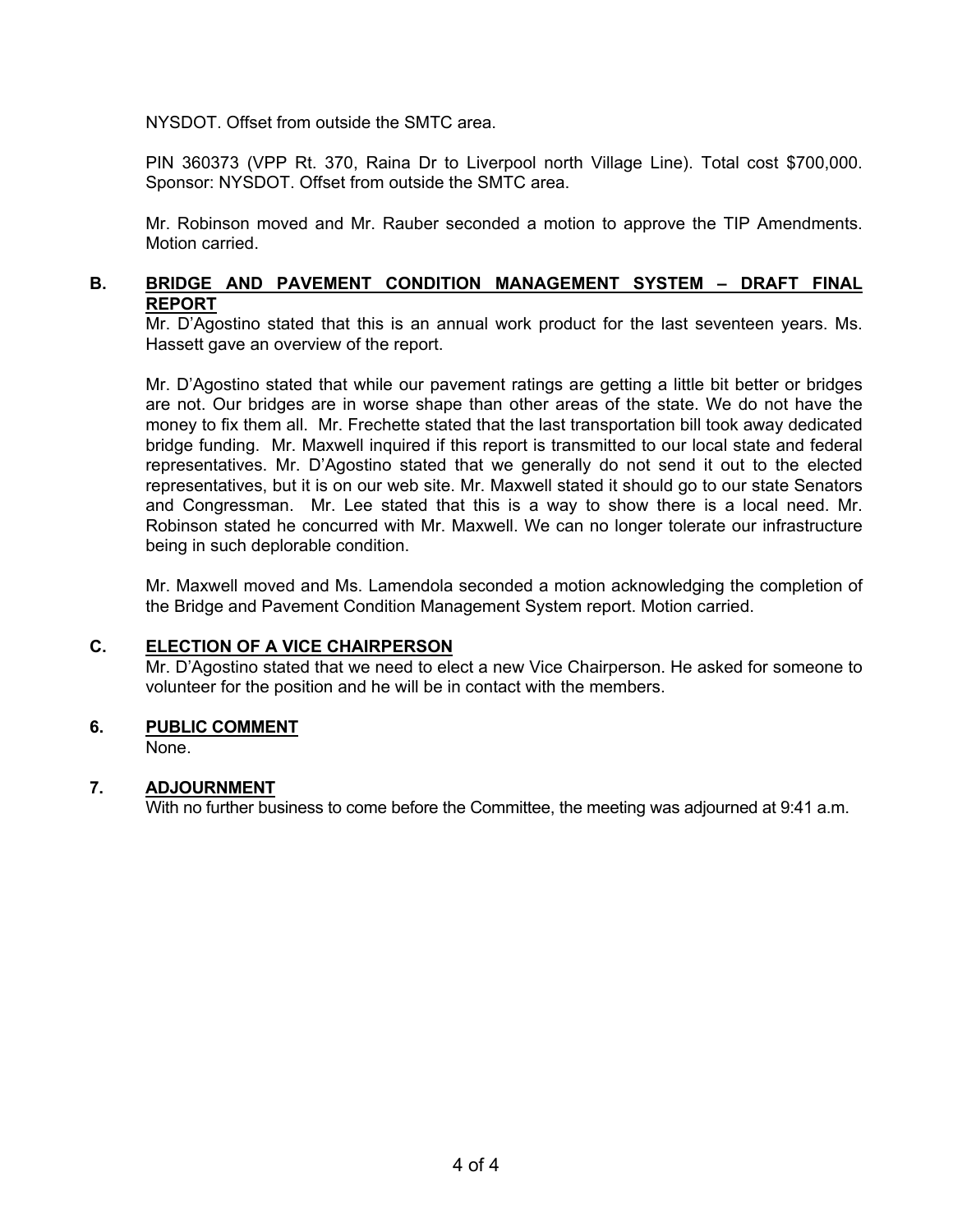NYSDOT. Offset from outside the SMTC area.

PIN 360373 (VPP Rt. 370, Raina Dr to Liverpool north Village Line). Total cost $700,000. Sponsor: NYSDOT. Offset from outside the SMTC area.

Mr. Robinson moved and Mr. Rauber seconded a motion to approve the TIP Amendments. Motion carried.

**B. <u>BRIDGE AND PAVEMENT CONDITION MANAGEMENT SYSTEM – DRAFT FINAL REPORT</u>**

Mr. D'Agostino stated that this is an annual work product for the last seventeen years. Ms. Hassett gave an overview of the report.

Mr. D'Agostino stated that while our pavement ratings are getting a little bit better or bridges are not. Our bridges are in worse shape than other areas of the state. We do not have the money to fix them all. Mr. Frechette stated that the last transportation bill took away dedicated bridge funding. Mr. Maxwell inquired if this report is transmitted to our local state and federal representatives. Mr. D'Agostino stated that we generally do not send it out to the elected representatives, but it is on our web site. Mr. Maxwell stated it should go to our state Senators and Congressman. Mr. Lee stated that this is a way to show there is a local need. Mr. Robinson stated he concurred with Mr. Maxwell. We can no longer tolerate our infrastructure being in such deplorable condition.

Mr. Maxwell moved and Ms. Lamendola seconded a motion acknowledging the completion of the Bridge and Pavement Condition Management System report. Motion carried.

**C. <u>ELECTION OF A VICE CHAIRPERSON</u>**

Mr. D'Agostino stated that we need to elect a new Vice Chairperson. He asked for someone to volunteer for the position and he will be in contact with the members.

**6. <u>PUBLIC COMMENT</u>**

None.

**7. <u>ADJOURNMENT</u>**

With no further business to come before the Committee, the meeting was adjourned at 9:41 a.m.